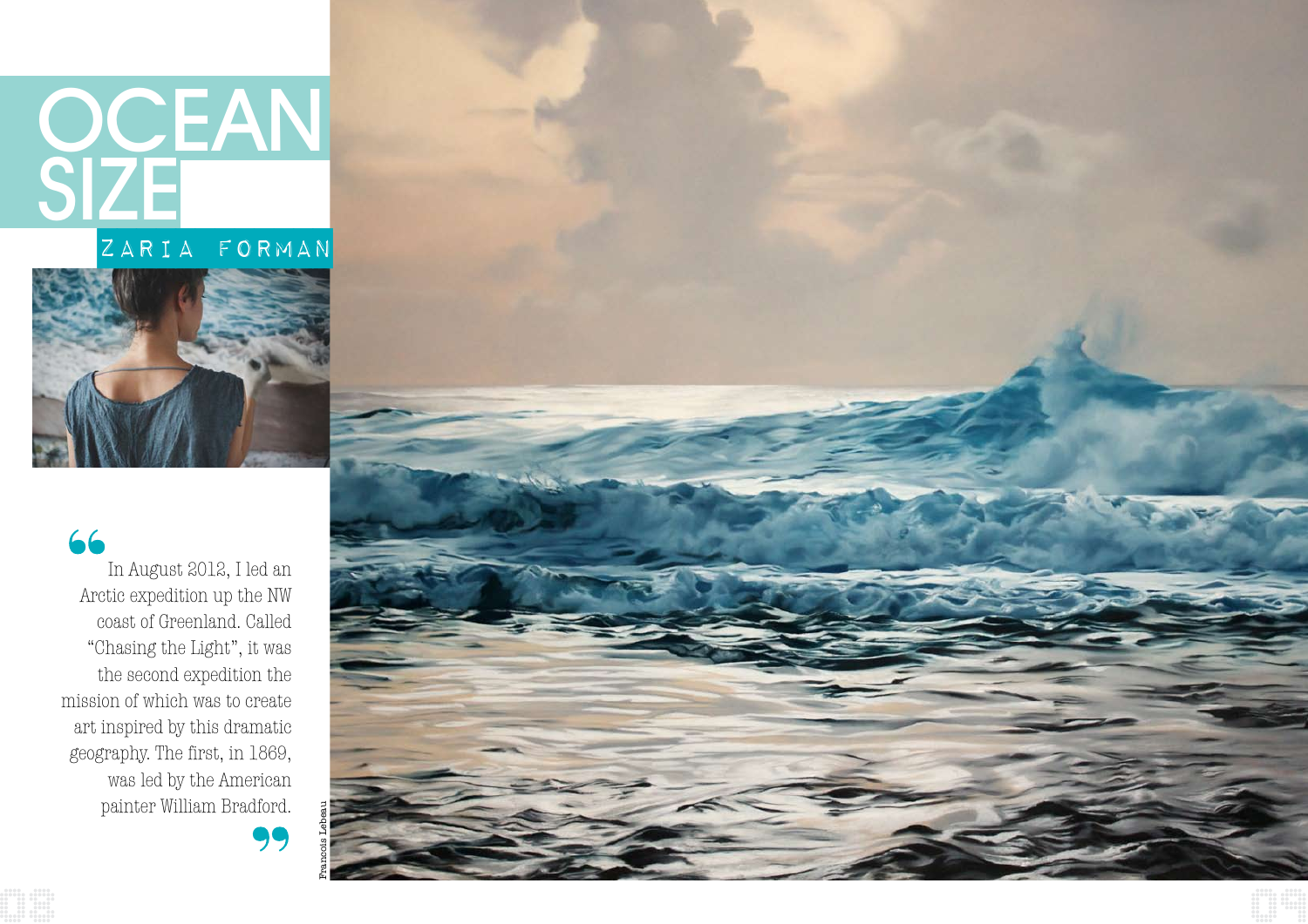# OCEAN SIZE

## ZARIA FORMAN

> "In August 2012, I led an Arctic expedition up the NW coast of Greenland. Called "Chasing the Light", it was the second expedition the mission of which was to create art inspired by this dramatic geography. The first, in 1869, was led by the American painter William Bradford."

Francois Lebeau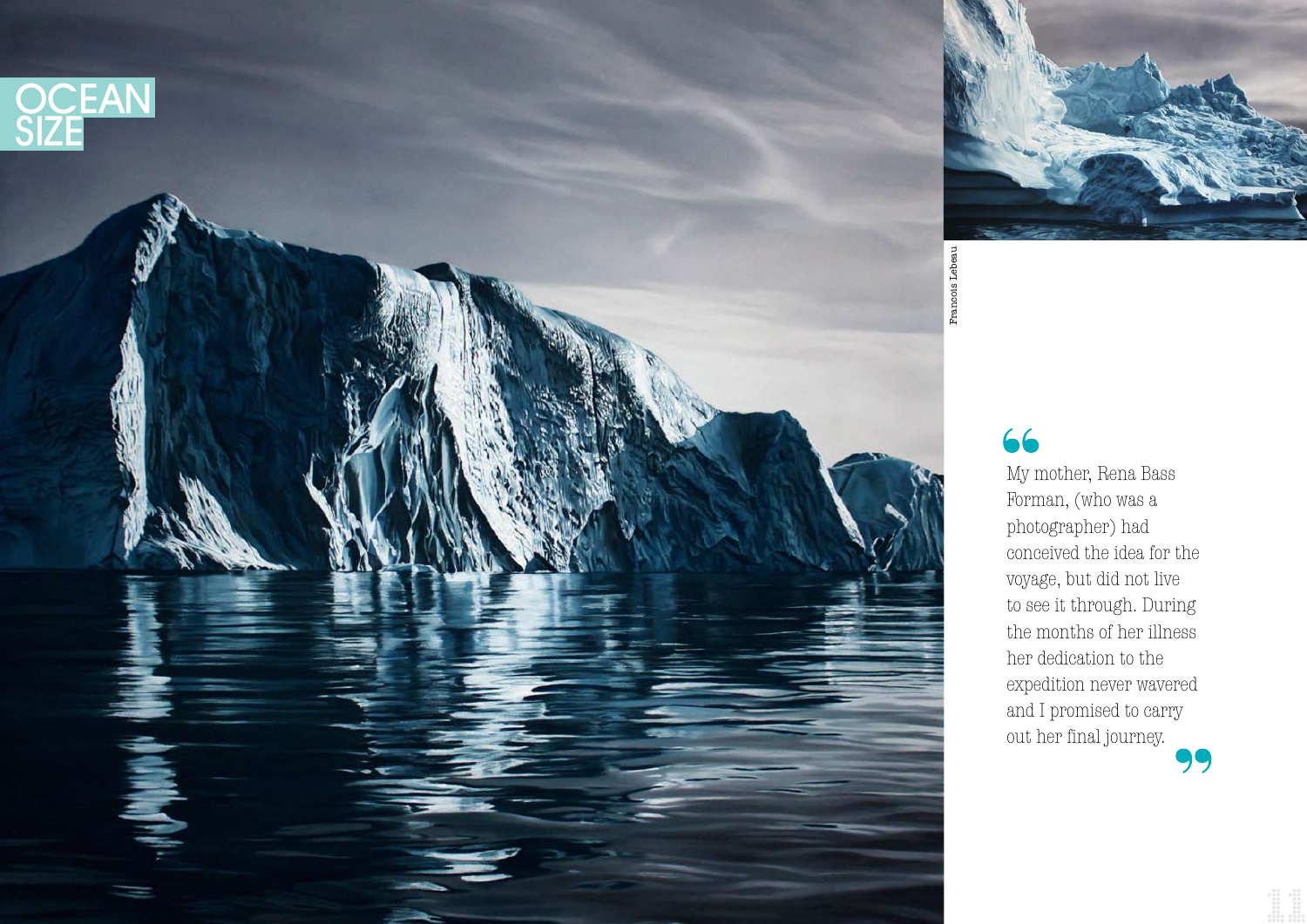# OCEAN SIZE

Francois Lebeau

> My mother, Rena Bass Forman, (who was a photographer) had conceived the idea for the voyage, but did not live to see it through. During the months of her illness her dedication to the expedition never wavered and I promised to carry out her final journey.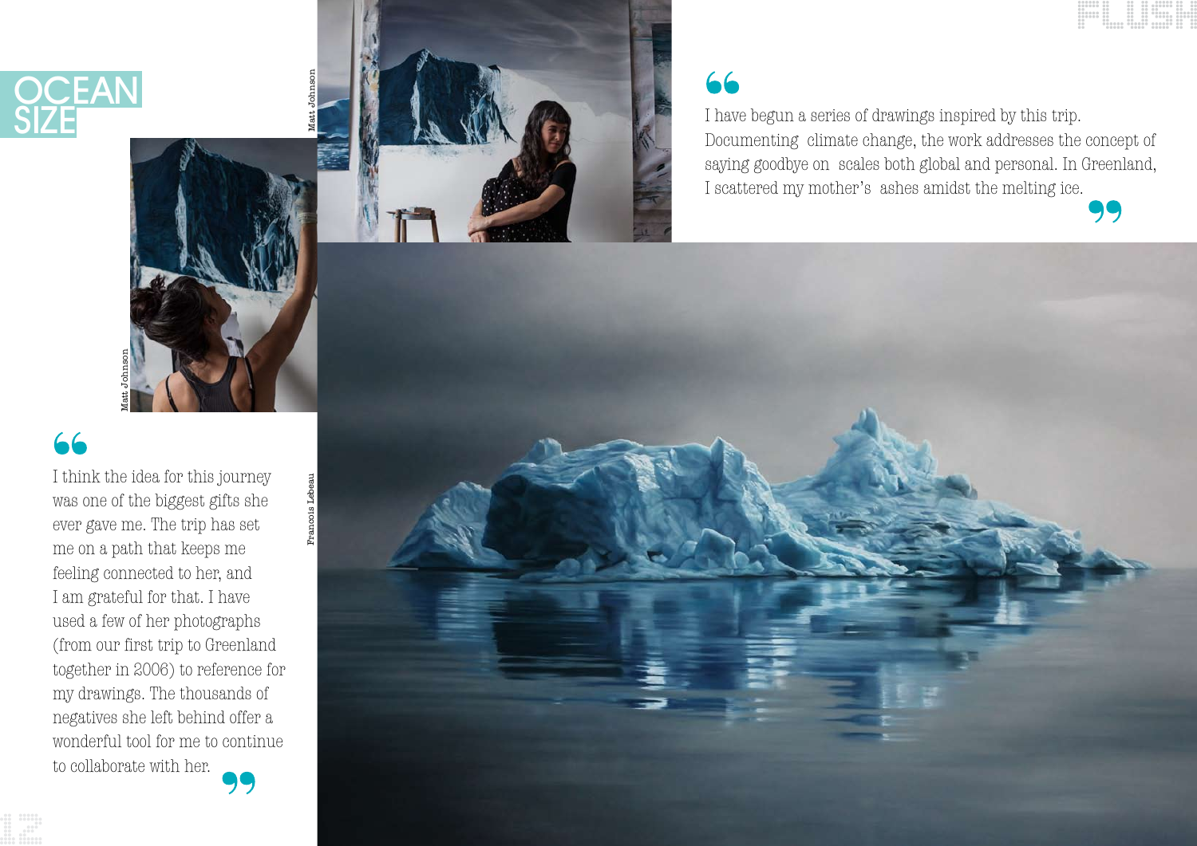# OCEAN SIZE

Matt Johnson

Matt Johnson

> I have begun a series of drawings inspired by this trip. Documenting climate change, the work addresses the concept of saying goodbye on scales both global and personal. In Greenland, I scattered my mother's ashes amidst the melting ice.

> I think the idea for this journey was one of the biggest gifts she ever gave me. The trip has set me on a path that keeps me feeling connected to her, and I am grateful for that. I have used a few of her photographs (from our first trip to Greenland together in 2006) to reference for my drawings. The thousands of negatives she left behind offer a wonderful tool for me to continue to collaborate with her.

Francois Lebeau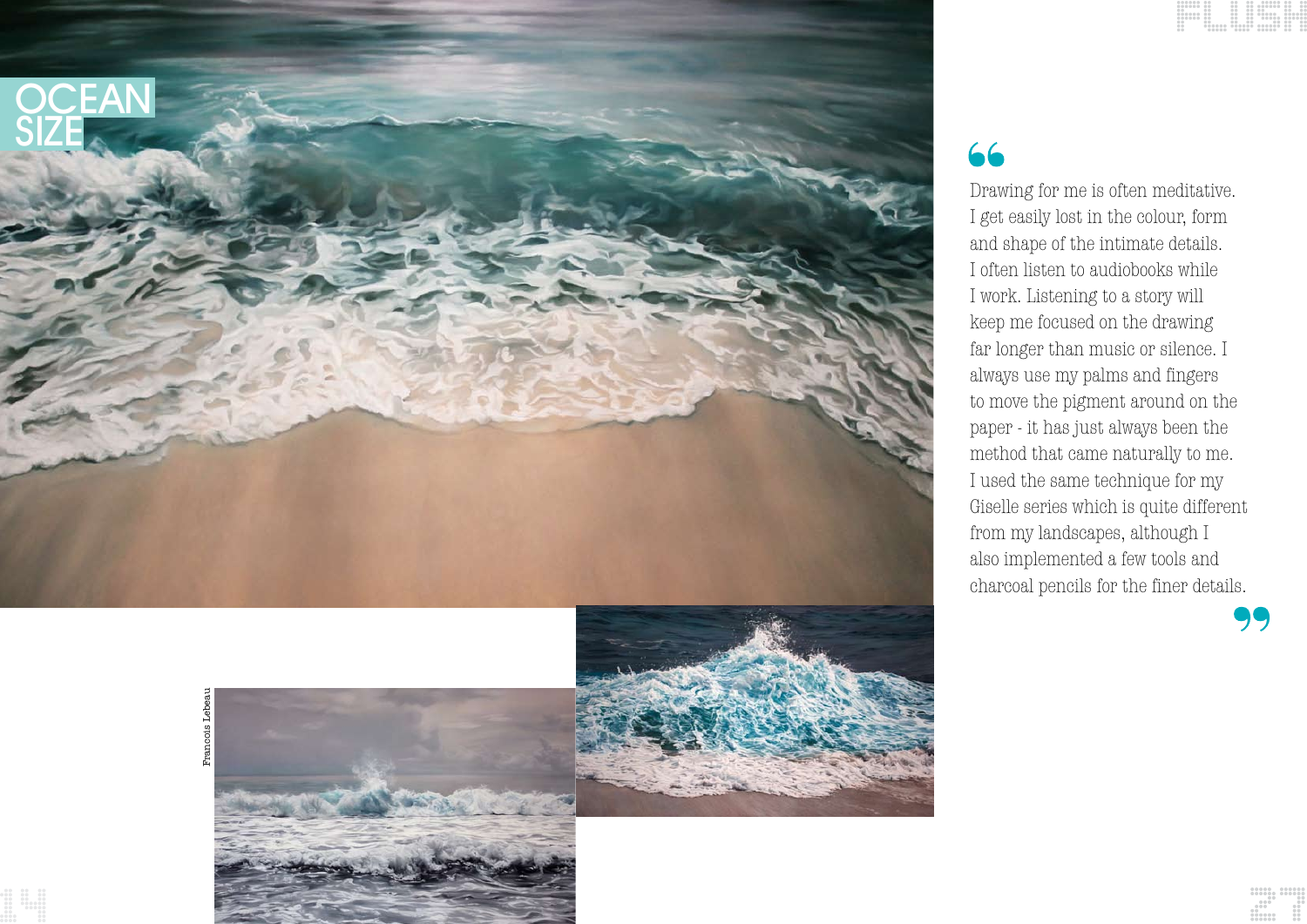# OCEAN SIZE

> Drawing for me is often meditative. I get easily lost in the colour, form and shape of the intimate details. I often listen to audiobooks while I work. Listening to a story will keep me focused on the drawing far longer than music or silence. I always use my palms and fingers to move the pigment around on the paper - it has just always been the method that came naturally to me. I used the same technique for my Giselle series which is quite different from my landscapes, although I also implemented a few tools and charcoal pencils for the finer details.

Francois Lebeau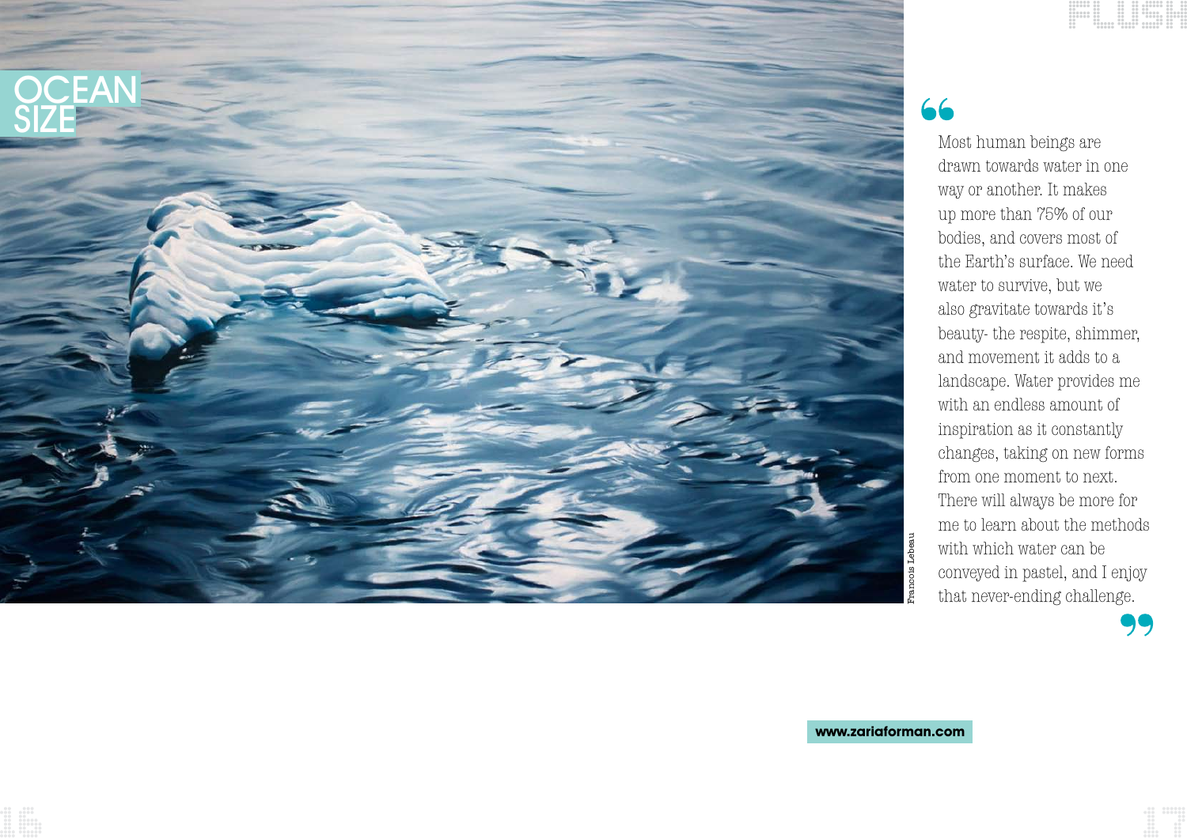# OCEAN SIZE

Francois Lebeau

> Most human beings are drawn towards water in one way or another. It makes up more than 75% of our bodies, and covers most of the Earth's surface. We need water to survive, but we also gravitate towards it's beauty- the respite, shimmer, and movement it adds to a landscape. Water provides me with an endless amount of inspiration as it constantly changes, taking on new forms from one moment to next. There will always be more for me to learn about the methods with which water can be conveyed in pastel, and I enjoy that never-ending challenge.

**www.zariaforman.com**